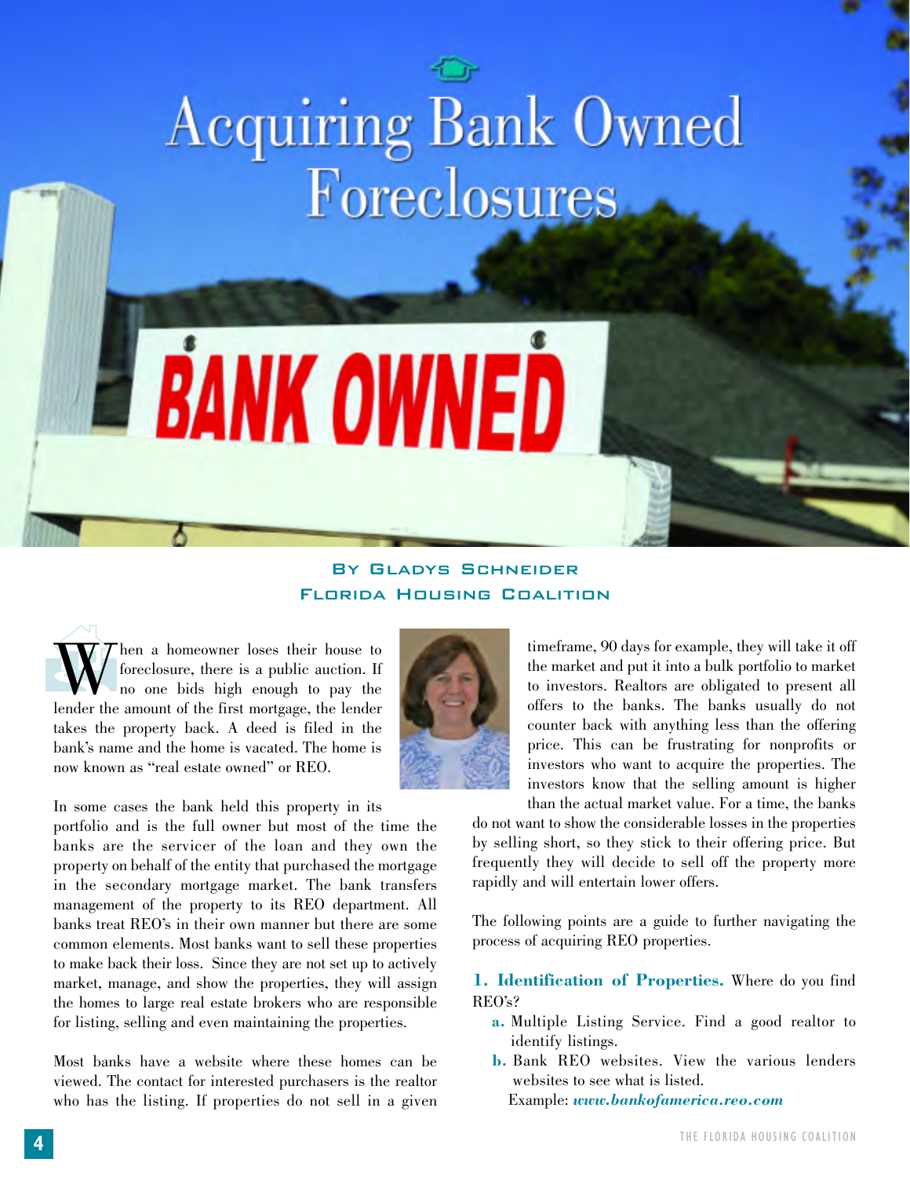# Acquiring Bank Owned Foreclosures

**By Gladys Schneider**
**Florida Housing Coalition**

When a homeowner loses their house to foreclosure, there is a public auction. If no one bids high enough to pay the lender the amount of the first mortgage, the lender takes the property back. A deed is filed in the bank's name and the home is vacated. The home is now known as "real estate owned" or REO.

In some cases the bank held this property in its portfolio and is the full owner but most of the time the banks are the servicer of the loan and they own the property on behalf of the entity that purchased the mortgage in the secondary mortgage market. The bank transfers management of the property to its REO department. All banks treat REO's in their own manner but there are some common elements. Most banks want to sell these properties to make back their loss. Since they are not set up to actively market, manage, and show the properties, they will assign the homes to large real estate brokers who are responsible for listing, selling and even maintaining the properties.

Most banks have a website where these homes can be viewed. The contact for interested purchasers is the realtor who has the listing. If properties do not sell in a given timeframe, 90 days for example, they will take it off the market and put it into a bulk portfolio to market to investors. Realtors are obligated to present all offers to the banks. The banks usually do not counter back with anything less than the offering price. This can be frustrating for nonprofits or investors who want to acquire the properties. The investors know that the selling amount is higher than the actual market value. For a time, the banks do not want to show the considerable losses in the properties by selling short, so they stick to their offering price. But frequently they will decide to sell off the property more rapidly and will entertain lower offers.

The following points are a guide to further navigating the process of acquiring REO properties.

**1. Identification of Properties.** Where do you find REO's?

- **a.** Multiple Listing Service. Find a good realtor to identify listings.
- **b.** Bank REO websites. View the various lenders websites to see what is listed.
  Example: ***www.bankofamerica.reo.com***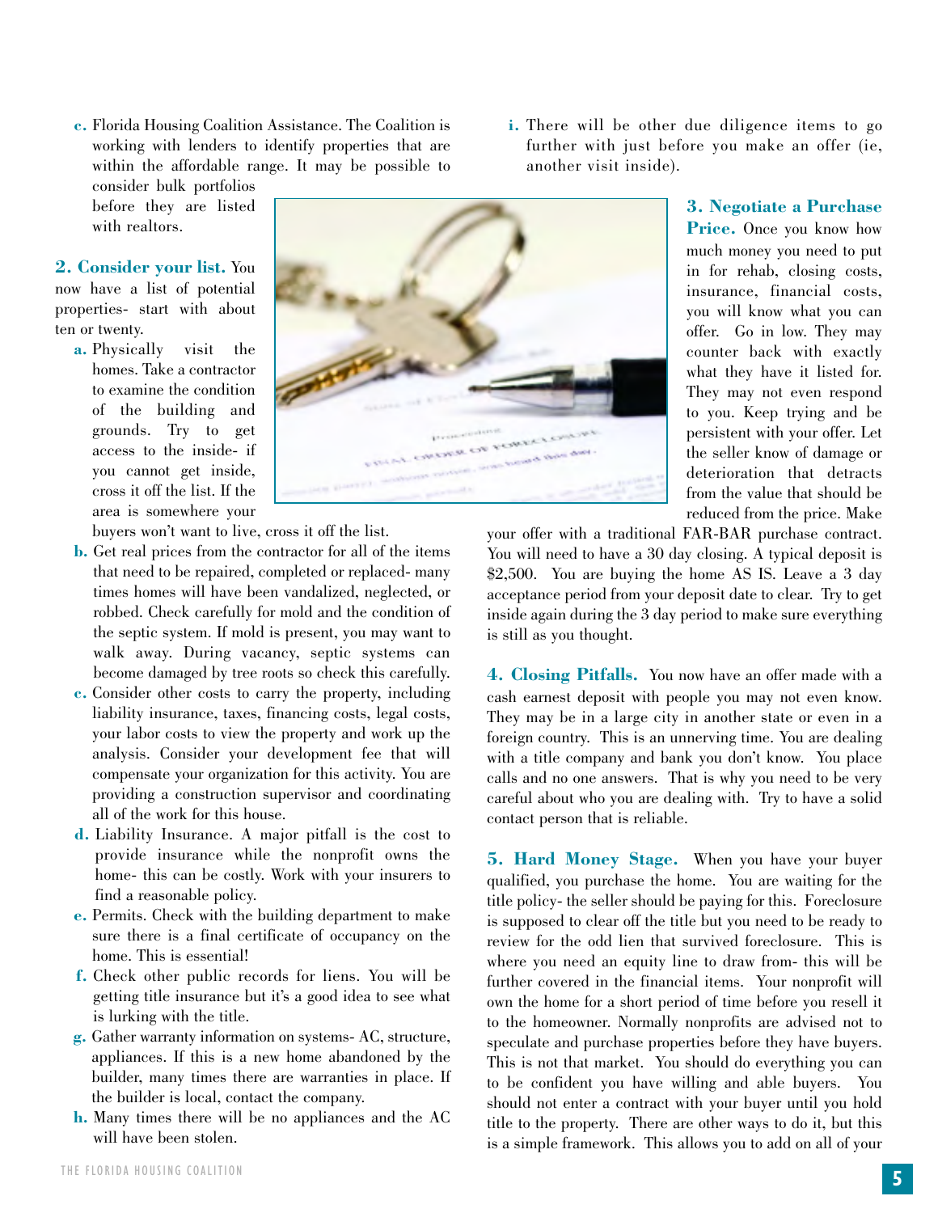c. Florida Housing Coalition Assistance. The Coalition is working with lenders to identify properties that are within the affordable range. It may be possible to consider bulk portfolios before they are listed with realtors.

**2. Consider your list.** You now have a list of potential properties- start with about ten or twenty.

a. Physically visit the homes. Take a contractor to examine the condition of the building and grounds. Try to get access to the inside- if you cannot get inside, cross it off the list. If the area is somewhere your buyers won't want to live, cross it off the list.

b. Get real prices from the contractor for all of the items that need to be repaired, completed or replaced- many times homes will have been vandalized, neglected, or robbed. Check carefully for mold and the condition of the septic system. If mold is present, you may want to walk away. During vacancy, septic systems can become damaged by tree roots so check this carefully.

c. Consider other costs to carry the property, including liability insurance, taxes, financing costs, legal costs, your labor costs to view the property and work up the analysis. Consider your development fee that will compensate your organization for this activity. You are providing a construction supervisor and coordinating all of the work for this house.

d. Liability Insurance. A major pitfall is the cost to provide insurance while the nonprofit owns the home- this can be costly. Work with your insurers to find a reasonable policy.

e. Permits. Check with the building department to make sure there is a final certificate of occupancy on the home. This is essential!

f. Check other public records for liens. You will be getting title insurance but it's a good idea to see what is lurking with the title.

g. Gather warranty information on systems- AC, structure, appliances. If this is a new home abandoned by the builder, many times there are warranties in place. If the builder is local, contact the company.

h. Many times there will be no appliances and the AC will have been stolen.

i. There will be other due diligence items to go further with just before you make an offer (ie, another visit inside).

**3. Negotiate a Purchase Price.** Once you know how much money you need to put in for rehab, closing costs, insurance, financial costs, you will know what you can offer. Go in low. They may counter back with exactly what they have it listed for. They may not even respond to you. Keep trying and be persistent with your offer. Let the seller know of damage or deterioration that detracts from the value that should be reduced from the price. Make your offer with a traditional FAR-BAR purchase contract. You will need to have a 30 day closing. A typical deposit is $2,500. You are buying the home AS IS. Leave a 3 day acceptance period from your deposit date to clear. Try to get inside again during the 3 day period to make sure everything is still as you thought.

**4. Closing Pitfalls.** You now have an offer made with a cash earnest deposit with people you may not even know. They may be in a large city in another state or even in a foreign country. This is an unnerving time. You are dealing with a title company and bank you don't know. You place calls and no one answers. That is why you need to be very careful about who you are dealing with. Try to have a solid contact person that is reliable.

**5. Hard Money Stage.** When you have your buyer qualified, you purchase the home. You are waiting for the title policy- the seller should be paying for this. Foreclosure is supposed to clear off the title but you need to be ready to review for the odd lien that survived foreclosure. This is where you need an equity line to draw from- this will be further covered in the financial items. Your nonprofit will own the home for a short period of time before you resell it to the homeowner. Normally nonprofits are advised not to speculate and purchase properties before they have buyers. This is not that market. You should do everything you can to be confident you have willing and able buyers. You should not enter a contract with your buyer until you hold title to the property. There are other ways to do it, but this is a simple framework. This allows you to add on all of your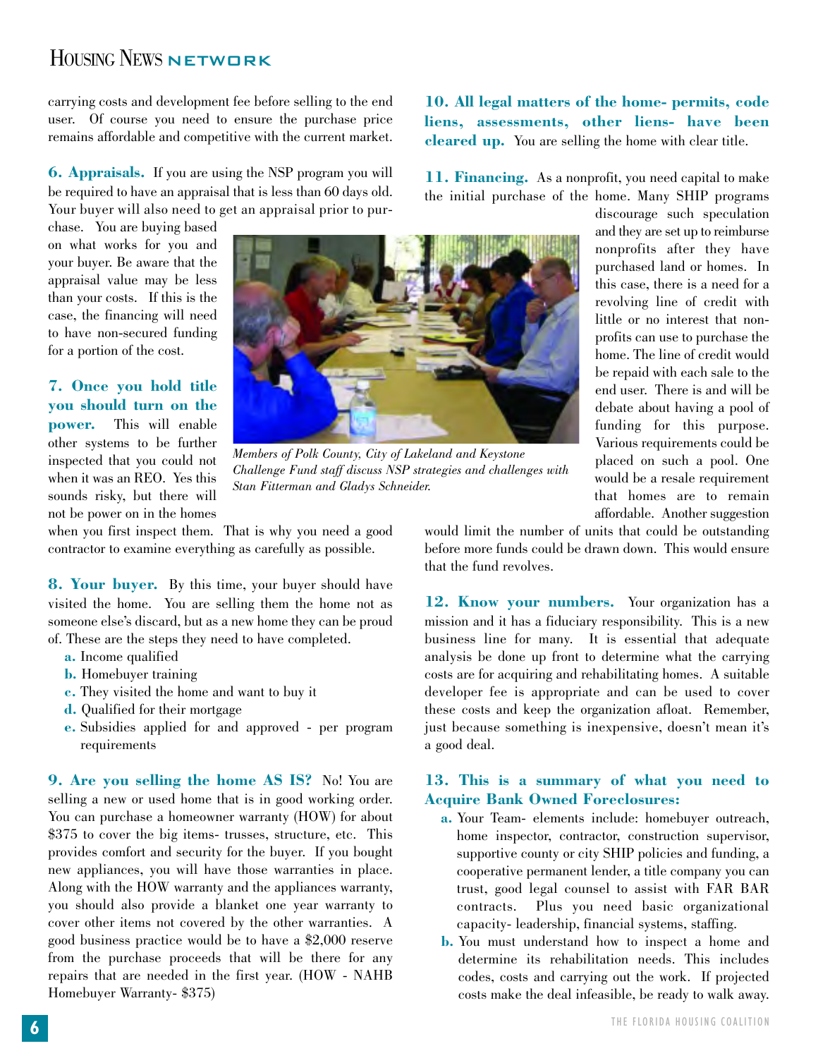carrying costs and development fee before selling to the end user. Of course you need to ensure the purchase price remains affordable and competitive with the current market.

**6. Appraisals.** If you are using the NSP program you will be required to have an appraisal that is less than 60 days old. Your buyer will also need to get an appraisal prior to purchase. You are buying based on what works for you and your buyer. Be aware that the appraisal value may be less than your costs. If this is the case, the financing will need to have non-secured funding for a portion of the cost.

**7. Once you hold title you should turn on the power.** This will enable other systems to be further inspected that you could not when it was an REO. Yes this sounds risky, but there will not be power on in the homes when you first inspect them. That is why you need a good contractor to examine everything as carefully as possible.

*Members of Polk County, City of Lakeland and Keystone Challenge Fund staff discuss NSP strategies and challenges with Stan Fitterman and Gladys Schneider.*

**8. Your buyer.** By this time, your buyer should have visited the home. You are selling them the home not as someone else's discard, but as a new home they can be proud of. These are the steps they need to have completed.

- **a.** Income qualified
- **b.** Homebuyer training
- **c.** They visited the home and want to buy it
- **d.** Qualified for their mortgage
- **e.** Subsidies applied for and approved - per program requirements

**9. Are you selling the home AS IS?** No! You are selling a new or used home that is in good working order. You can purchase a homeowner warranty (HOW) for about $375 to cover the big items- trusses, structure, etc. This provides comfort and security for the buyer. If you bought new appliances, you will have those warranties in place. Along with the HOW warranty and the appliances warranty, you should also provide a blanket one year warranty to cover other items not covered by the other warranties. A good business practice would be to have a $2,000 reserve from the purchase proceeds that will be there for any repairs that are needed in the first year. (HOW - NAHB Homebuyer Warranty- $375)

**10. All legal matters of the home- permits, code liens, assessments, other liens- have been cleared up.** You are selling the home with clear title.

**11. Financing.** As a nonprofit, you need capital to make the initial purchase of the home. Many SHIP programs discourage such speculation and they are set up to reimburse nonprofits after they have purchased land or homes. In this case, there is a need for a revolving line of credit with little or no interest that nonprofits can use to purchase the home. The line of credit would be repaid with each sale to the end user. There is and will be debate about having a pool of funding for this purpose. Various requirements could be placed on such a pool. One would be a resale requirement that homes are to remain affordable. Another suggestion would limit the number of units that could be outstanding before more funds could be drawn down. This would ensure that the fund revolves.

**12. Know your numbers.** Your organization has a mission and it has a fiduciary responsibility. This is a new business line for many. It is essential that adequate analysis be done up front to determine what the carrying costs are for acquiring and rehabilitating homes. A suitable developer fee is appropriate and can be used to cover these costs and keep the organization afloat. Remember, just because something is inexpensive, doesn't mean it's a good deal.

**13. This is a summary of what you need to Acquire Bank Owned Foreclosures:**

- **a.** Your Team- elements include: homebuyer outreach, home inspector, contractor, construction supervisor, supportive county or city SHIP policies and funding, a cooperative permanent lender, a title company you can trust, good legal counsel to assist with FAR BAR contracts. Plus you need basic organizational capacity- leadership, financial systems, staffing.
- **b.** You must understand how to inspect a home and determine its rehabilitation needs. This includes codes, costs and carrying out the work. If projected costs make the deal infeasible, be ready to walk away.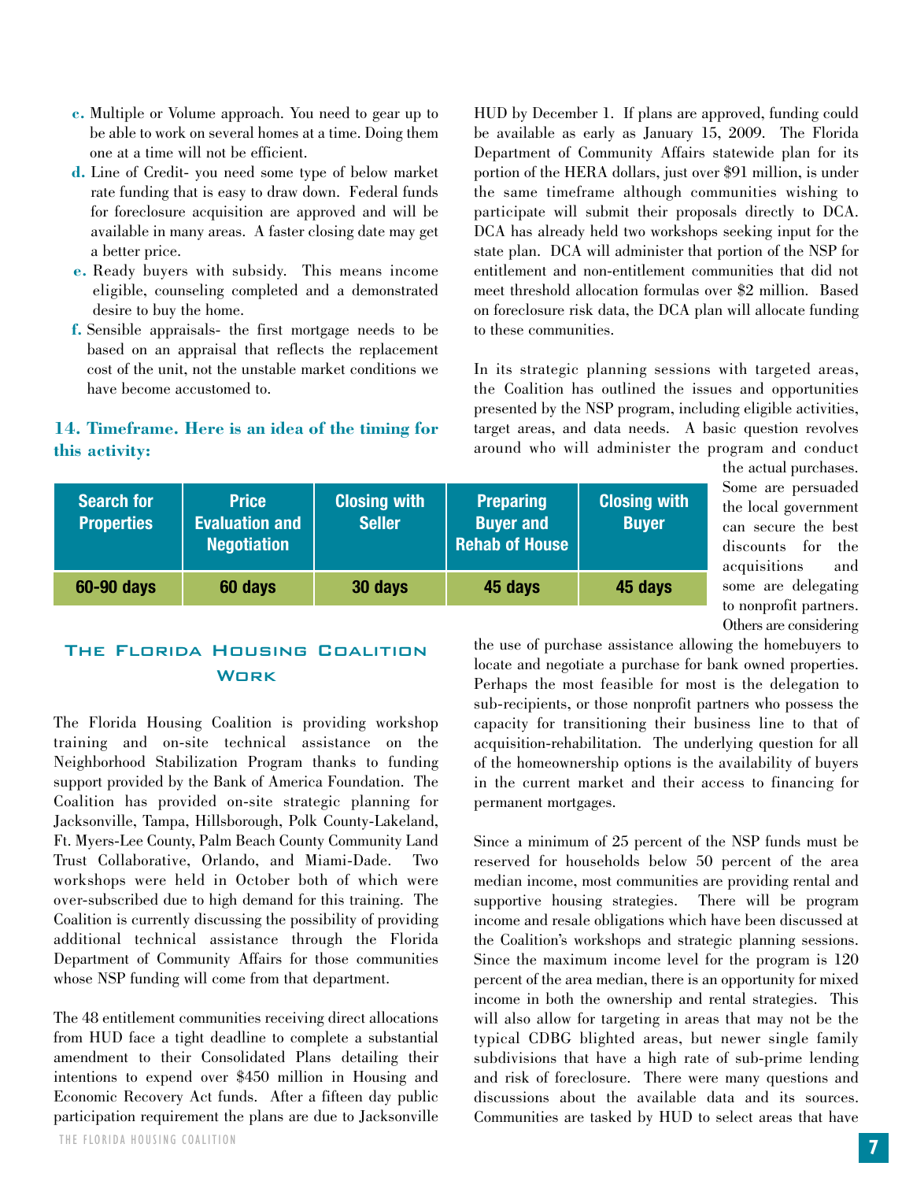c. Multiple or Volume approach. You need to gear up to be able to work on several homes at a time. Doing them one at a time will not be efficient.

d. Line of Credit- you need some type of below market rate funding that is easy to draw down. Federal funds for foreclosure acquisition are approved and will be available in many areas. A faster closing date may get a better price.

e. Ready buyers with subsidy. This means income eligible, counseling completed and a demonstrated desire to buy the home.

f. Sensible appraisals- the first mortgage needs to be based on an appraisal that reflects the replacement cost of the unit, not the unstable market conditions we have become accustomed to.

### 14. Timeframe. Here is an idea of the timing for this activity:

| Search for Properties | Price Evaluation and Negotiation | Closing with Seller | Preparing Buyer and Rehab of House | Closing with Buyer |
|---|---|---|---|---|
| 60-90 days | 60 days | 30 days | 45 days | 45 days |

## The Florida Housing Coalition Work

The Florida Housing Coalition is providing workshop training and on-site technical assistance on the Neighborhood Stabilization Program thanks to funding support provided by the Bank of America Foundation. The Coalition has provided on-site strategic planning for Jacksonville, Tampa, Hillsborough, Polk County-Lakeland, Ft. Myers-Lee County, Palm Beach County Community Land Trust Collaborative, Orlando, and Miami-Dade. Two workshops were held in October both of which were over-subscribed due to high demand for this training. The Coalition is currently discussing the possibility of providing additional technical assistance through the Florida Department of Community Affairs for those communities whose NSP funding will come from that department.

The 48 entitlement communities receiving direct allocations from HUD face a tight deadline to complete a substantial amendment to their Consolidated Plans detailing their intentions to expend over $450 million in Housing and Economic Recovery Act funds. After a fifteen day public participation requirement the plans are due to Jacksonville HUD by December 1. If plans are approved, funding could be available as early as January 15, 2009. The Florida Department of Community Affairs statewide plan for its portion of the HERA dollars, just over $91 million, is under the same timeframe although communities wishing to participate will submit their proposals directly to DCA. DCA has already held two workshops seeking input for the state plan. DCA will administer that portion of the NSP for entitlement and non-entitlement communities that did not meet threshold allocation formulas over $2 million. Based on foreclosure risk data, the DCA plan will allocate funding to these communities.

In its strategic planning sessions with targeted areas, the Coalition has outlined the issues and opportunities presented by the NSP program, including eligible activities, target areas, and data needs. A basic question revolves around who will administer the program and conduct the actual purchases. Some are persuaded the local government can secure the best discounts for the acquisitions and some are delegating to nonprofit partners. Others are considering the use of purchase assistance allowing the homebuyers to locate and negotiate a purchase for bank owned properties. Perhaps the most feasible for most is the delegation to sub-recipients, or those nonprofit partners who possess the capacity for transitioning their business line to that of acquisition-rehabilitation. The underlying question for all of the homeownership options is the availability of buyers in the current market and their access to financing for permanent mortgages.

Since a minimum of 25 percent of the NSP funds must be reserved for households below 50 percent of the area median income, most communities are providing rental and supportive housing strategies. There will be program income and resale obligations which have been discussed at the Coalition's workshops and strategic planning sessions. Since the maximum income level for the program is 120 percent of the area median, there is an opportunity for mixed income in both the ownership and rental strategies. This will also allow for targeting in areas that may not be the typical CDBG blighted areas, but newer single family subdivisions that have a high rate of sub-prime lending and risk of foreclosure. There were many questions and discussions about the available data and its sources. Communities are tasked by HUD to select areas that have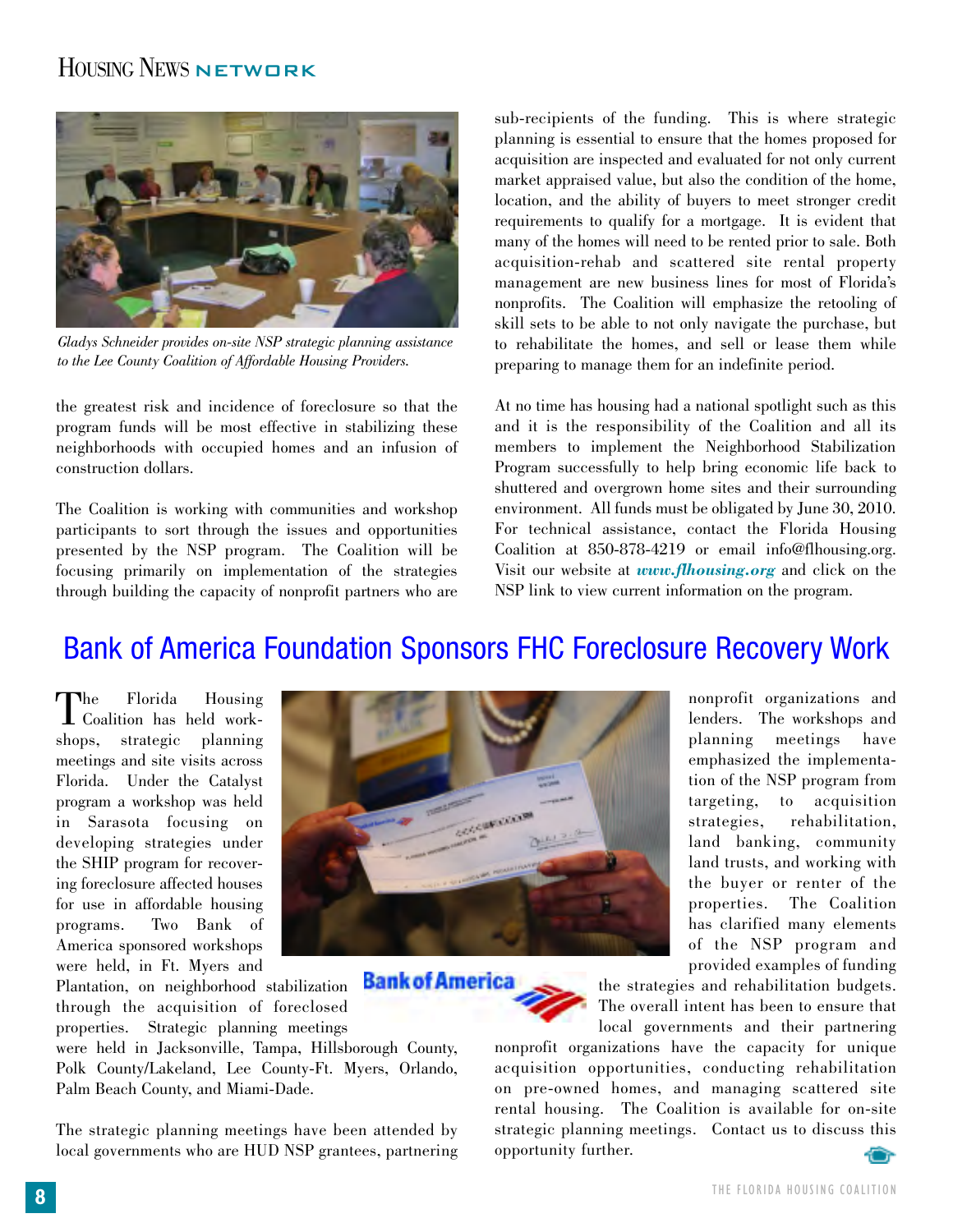*Gladys Schneider provides on-site NSP strategic planning assistance to the Lee County Coalition of Affordable Housing Providers.*

the greatest risk and incidence of foreclosure so that the program funds will be most effective in stabilizing these neighborhoods with occupied homes and an infusion of construction dollars.

The Coalition is working with communities and workshop participants to sort through the issues and opportunities presented by the NSP program. The Coalition will be focusing primarily on implementation of the strategies through building the capacity of nonprofit partners who are sub-recipients of the funding. This is where strategic planning is essential to ensure that the homes proposed for acquisition are inspected and evaluated for not only current market appraised value, but also the condition of the home, location, and the ability of buyers to meet stronger credit requirements to qualify for a mortgage. It is evident that many of the homes will need to be rented prior to sale. Both acquisition-rehab and scattered site rental property management are new business lines for most of Florida's nonprofits. The Coalition will emphasize the retooling of skill sets to be able to not only navigate the purchase, but to rehabilitate the homes, and sell or lease them while preparing to manage them for an indefinite period.

At no time has housing had a national spotlight such as this and it is the responsibility of the Coalition and all its members to implement the Neighborhood Stabilization Program successfully to help bring economic life back to shuttered and overgrown home sites and their surrounding environment. All funds must be obligated by June 30, 2010. For technical assistance, contact the Florida Housing Coalition at 850-878-4219 or email info@flhousing.org. Visit our website at ***www.flhousing.org*** and click on the NSP link to view current information on the program.

## Bank of America Foundation Sponsors FHC Foreclosure Recovery Work

The Florida Housing Coalition has held workshops, strategic planning meetings and site visits across Florida. Under the Catalyst program a workshop was held in Sarasota focusing on developing strategies under the SHIP program for recovering foreclosure affected houses for use in affordable housing programs. Two Bank of America sponsored workshops were held, in Ft. Myers and Plantation, on neighborhood stabilization through the acquisition of foreclosed properties. Strategic planning meetings were held in Jacksonville, Tampa, Hillsborough County, Polk County/Lakeland, Lee County-Ft. Myers, Orlando, Palm Beach County, and Miami-Dade.

The strategic planning meetings have been attended by local governments who are HUD NSP grantees, partnering nonprofit organizations and lenders. The workshops and planning meetings have emphasized the implementation of the NSP program from targeting, to acquisition strategies, rehabilitation, land banking, community land trusts, and working with the buyer or renter of the properties. The Coalition has clarified many elements of the NSP program and provided examples of funding the strategies and rehabilitation budgets. The overall intent has been to ensure that local governments and their partnering nonprofit organizations have the capacity for unique acquisition opportunities, conducting rehabilitation on pre-owned homes, and managing scattered site rental housing. The Coalition is available for on-site strategic planning meetings. Contact us to discuss this opportunity further.